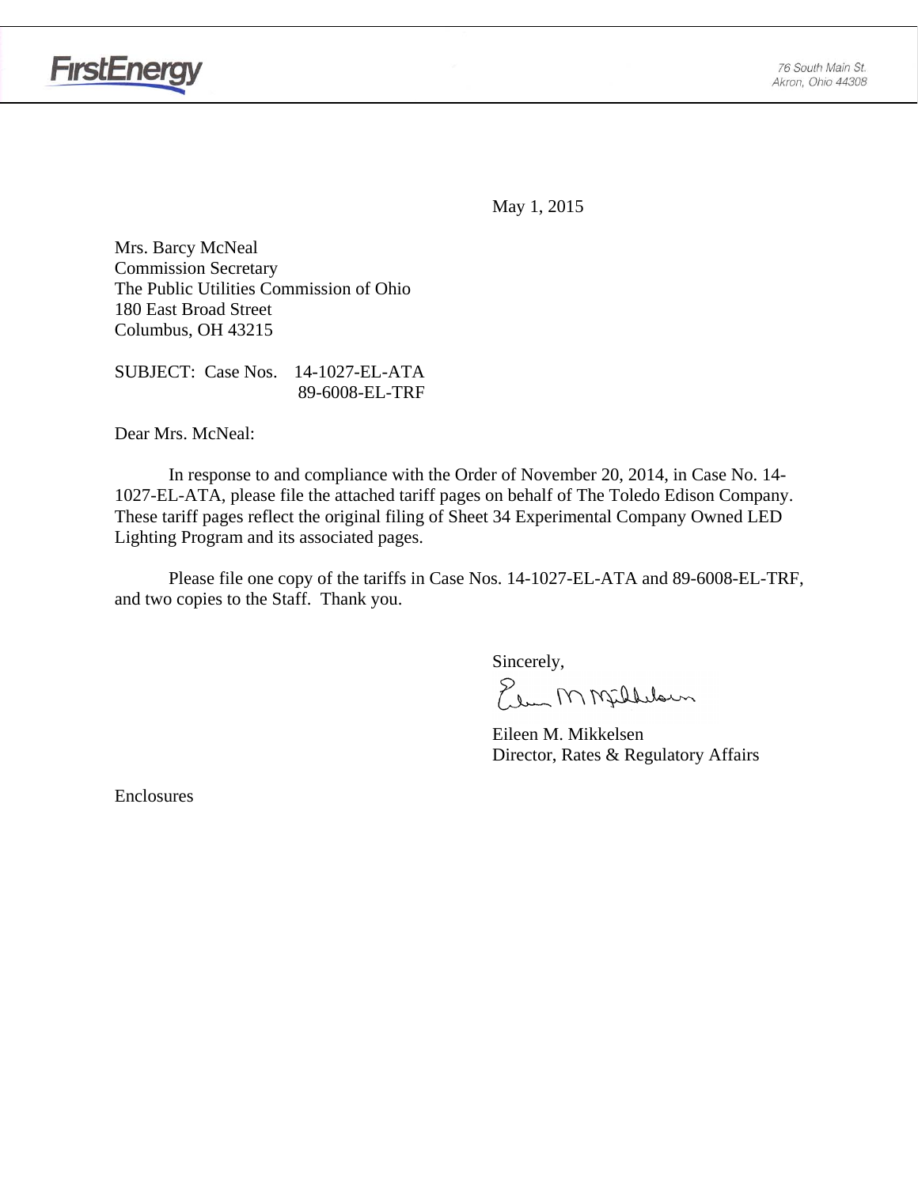FirstEnergy

76 South Main St.
Akron, Ohio 44308

May 1, 2015

Mrs. Barcy McNeal
Commission Secretary
The Public Utilities Commission of Ohio
180 East Broad Street
Columbus, OH 43215

SUBJECT: Case Nos. 14-1027-EL-ATA
89-6008-EL-TRF

Dear Mrs. McNeal:

In response to and compliance with the Order of November 20, 2014, in Case No. 14-1027-EL-ATA, please file the attached tariff pages on behalf of The Toledo Edison Company. These tariff pages reflect the original filing of Sheet 34 Experimental Company Owned LED Lighting Program and its associated pages.

Please file one copy of the tariffs in Case Nos. 14-1027-EL-ATA and 89-6008-EL-TRF, and two copies to the Staff. Thank you.

Sincerely,

Eileen M. Mikkelsen
Director, Rates & Regulatory Affairs

Enclosures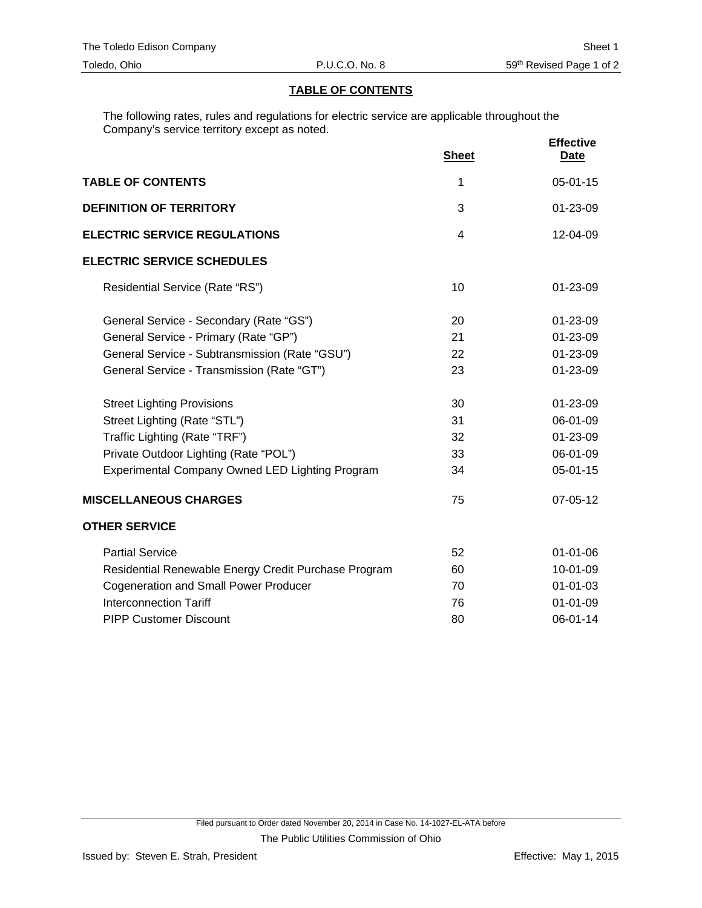## TABLE OF CONTENTS

The following rates, rules and regulations for electric service are applicable throughout the Company's service territory except as noted.

| | Sheet | Effective Date |
|---|---|---|
| **TABLE OF CONTENTS** | 1 | 05-01-15 |
| **DEFINITION OF TERRITORY** | 3 | 01-23-09 |
| **ELECTRIC SERVICE REGULATIONS** | 4 | 12-04-09 |
| **ELECTRIC SERVICE SCHEDULES** | | |
| Residential Service (Rate "RS") | 10 | 01-23-09 |
| General Service - Secondary (Rate "GS") | 20 | 01-23-09 |
| General Service - Primary (Rate "GP") | 21 | 01-23-09 |
| General Service - Subtransmission (Rate "GSU") | 22 | 01-23-09 |
| General Service - Transmission (Rate "GT") | 23 | 01-23-09 |
| Street Lighting Provisions | 30 | 01-23-09 |
| Street Lighting (Rate "STL") | 31 | 06-01-09 |
| Traffic Lighting (Rate "TRF") | 32 | 01-23-09 |
| Private Outdoor Lighting (Rate "POL") | 33 | 06-01-09 |
| Experimental Company Owned LED Lighting Program | 34 | 05-01-15 |
| **MISCELLANEOUS CHARGES** | 75 | 07-05-12 |
| **OTHER SERVICE** | | |
| Partial Service | 52 | 01-01-06 |
| Residential Renewable Energy Credit Purchase Program | 60 | 10-01-09 |
| Cogeneration and Small Power Producer | 70 | 01-01-03 |
| Interconnection Tariff | 76 | 01-01-09 |
| PIPP Customer Discount | 80 | 06-01-14 |

Filed pursuant to Order dated November 20, 2014 in Case No. 14-1027-EL-ATA before

The Public Utilities Commission of Ohio

Issued by: Steven E. Strah, President

Effective: May 1, 2015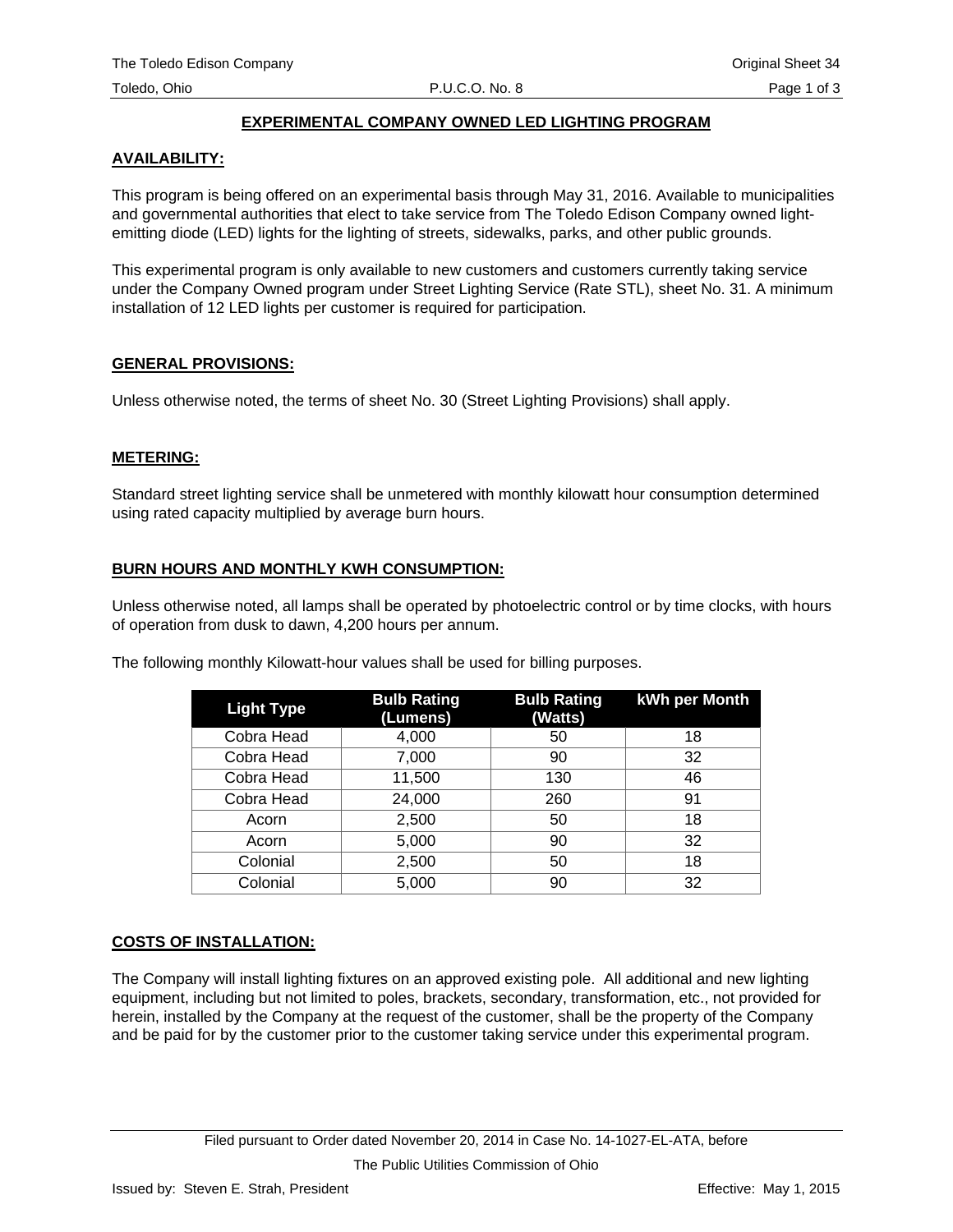# EXPERIMENTAL COMPANY OWNED LED LIGHTING PROGRAM

## AVAILABILITY:

This program is being offered on an experimental basis through May 31, 2016. Available to municipalities and governmental authorities that elect to take service from The Toledo Edison Company owned light-emitting diode (LED) lights for the lighting of streets, sidewalks, parks, and other public grounds.

This experimental program is only available to new customers and customers currently taking service under the Company Owned program under Street Lighting Service (Rate STL), sheet No. 31. A minimum installation of 12 LED lights per customer is required for participation.

## GENERAL PROVISIONS:

Unless otherwise noted, the terms of sheet No. 30 (Street Lighting Provisions) shall apply.

## METERING:

Standard street lighting service shall be unmetered with monthly kilowatt hour consumption determined using rated capacity multiplied by average burn hours.

## BURN HOURS AND MONTHLY KWH CONSUMPTION:

Unless otherwise noted, all lamps shall be operated by photoelectric control or by time clocks, with hours of operation from dusk to dawn, 4,200 hours per annum.

The following monthly Kilowatt-hour values shall be used for billing purposes.

| Light Type | Bulb Rating (Lumens) | Bulb Rating (Watts) | kWh per Month |
|---|---|---|---|
| Cobra Head | 4,000 | 50 | 18 |
| Cobra Head | 7,000 | 90 | 32 |
| Cobra Head | 11,500 | 130 | 46 |
| Cobra Head | 24,000 | 260 | 91 |
| Acorn | 2,500 | 50 | 18 |
| Acorn | 5,000 | 90 | 32 |
| Colonial | 2,500 | 50 | 18 |
| Colonial | 5,000 | 90 | 32 |

## COSTS OF INSTALLATION:

The Company will install lighting fixtures on an approved existing pole. All additional and new lighting equipment, including but not limited to poles, brackets, secondary, transformation, etc., not provided for herein, installed by the Company at the request of the customer, shall be the property of the Company and be paid for by the customer prior to the customer taking service under this experimental program.

Filed pursuant to Order dated November 20, 2014 in Case No. 14-1027-EL-ATA, before The Public Utilities Commission of Ohio

Issued by: Steven E. Strah, President Effective: May 1, 2015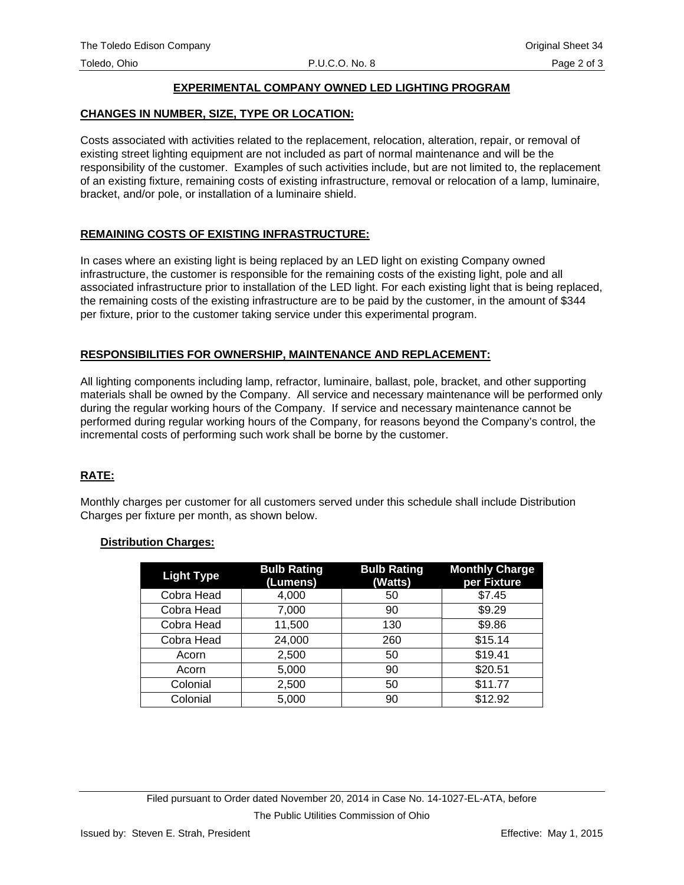## EXPERIMENTAL COMPANY OWNED LED LIGHTING PROGRAM

### CHANGES IN NUMBER, SIZE, TYPE OR LOCATION:

Costs associated with activities related to the replacement, relocation, alteration, repair, or removal of existing street lighting equipment are not included as part of normal maintenance and will be the responsibility of the customer. Examples of such activities include, but are not limited to, the replacement of an existing fixture, remaining costs of existing infrastructure, removal or relocation of a lamp, luminaire, bracket, and/or pole, or installation of a luminaire shield.

### REMAINING COSTS OF EXISTING INFRASTRUCTURE:

In cases where an existing light is being replaced by an LED light on existing Company owned infrastructure, the customer is responsible for the remaining costs of the existing light, pole and all associated infrastructure prior to installation of the LED light. For each existing light that is being replaced, the remaining costs of the existing infrastructure are to be paid by the customer, in the amount of $344 per fixture, prior to the customer taking service under this experimental program.

### RESPONSIBILITIES FOR OWNERSHIP, MAINTENANCE AND REPLACEMENT:

All lighting components including lamp, refractor, luminaire, ballast, pole, bracket, and other supporting materials shall be owned by the Company. All service and necessary maintenance will be performed only during the regular working hours of the Company. If service and necessary maintenance cannot be performed during regular working hours of the Company, for reasons beyond the Company's control, the incremental costs of performing such work shall be borne by the customer.

### RATE:

Monthly charges per customer for all customers served under this schedule shall include Distribution Charges per fixture per month, as shown below.

#### Distribution Charges:

| Light Type | Bulb Rating (Lumens) | Bulb Rating (Watts) | Monthly Charge per Fixture |
|---|---|---|---|
| Cobra Head | 4,000 | 50 | $7.45 |
| Cobra Head | 7,000 | 90 | $9.29 |
| Cobra Head | 11,500 | 130 | $9.86 |
| Cobra Head | 24,000 | 260 | $15.14 |
| Acorn | 2,500 | 50 | $19.41 |
| Acorn | 5,000 | 90 | $20.51 |
| Colonial | 2,500 | 50 | $11.77 |
| Colonial | 5,000 | 90 | $12.92 |

Filed pursuant to Order dated November 20, 2014 in Case No. 14-1027-EL-ATA, before The Public Utilities Commission of Ohio

Issued by: Steven E. Strah, President

Effective: May 1, 2015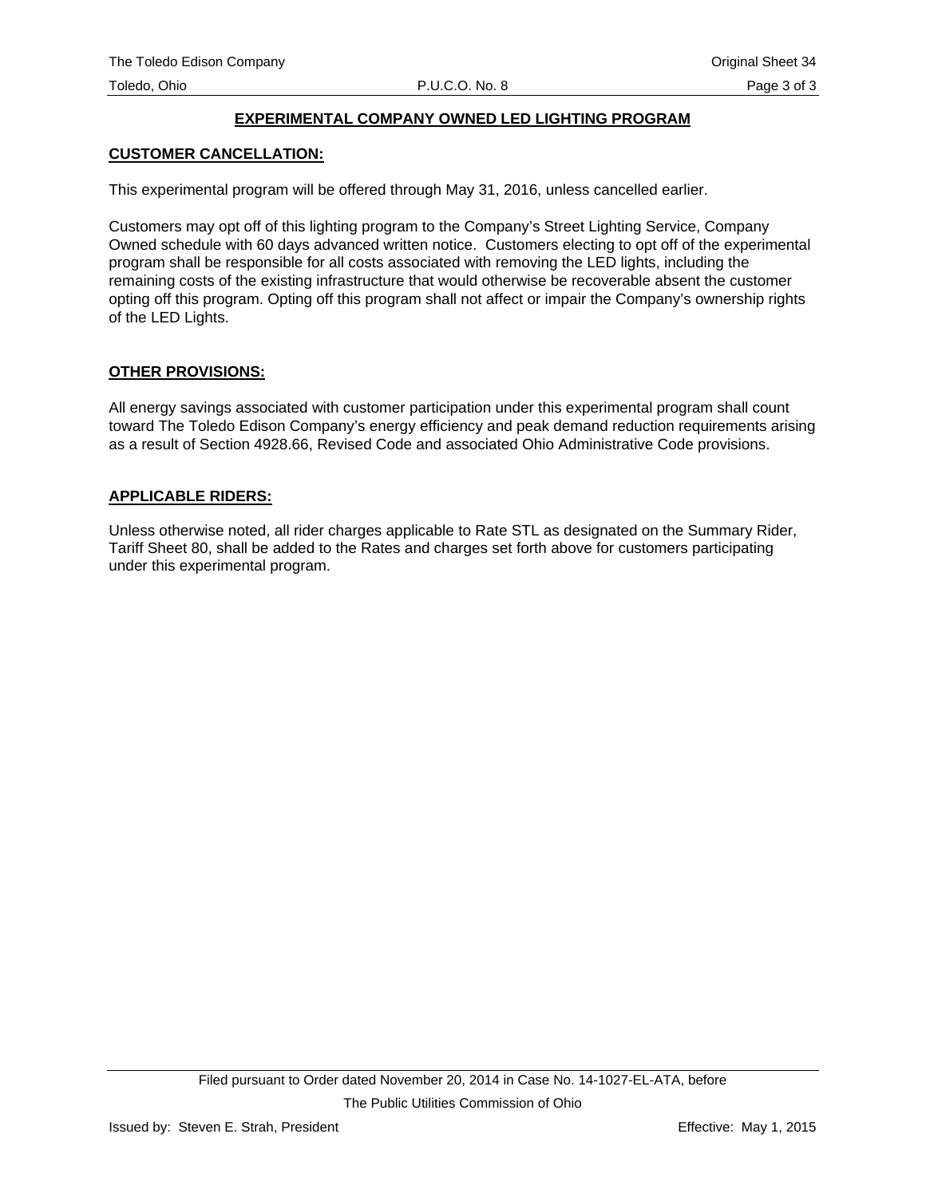## EXPERIMENTAL COMPANY OWNED LED LIGHTING PROGRAM

### CUSTOMER CANCELLATION:

This experimental program will be offered through May 31, 2016, unless cancelled earlier.

Customers may opt off of this lighting program to the Company's Street Lighting Service, Company Owned schedule with 60 days advanced written notice. Customers electing to opt off of the experimental program shall be responsible for all costs associated with removing the LED lights, including the remaining costs of the existing infrastructure that would otherwise be recoverable absent the customer opting off this program. Opting off this program shall not affect or impair the Company's ownership rights of the LED Lights.

### OTHER PROVISIONS:

All energy savings associated with customer participation under this experimental program shall count toward The Toledo Edison Company's energy efficiency and peak demand reduction requirements arising as a result of Section 4928.66, Revised Code and associated Ohio Administrative Code provisions.

### APPLICABLE RIDERS:

Unless otherwise noted, all rider charges applicable to Rate STL as designated on the Summary Rider, Tariff Sheet 80, shall be added to the Rates and charges set forth above for customers participating under this experimental program.

Filed pursuant to Order dated November 20, 2014 in Case No. 14-1027-EL-ATA, before The Public Utilities Commission of Ohio

Issued by: Steven E. Strah, President

Effective: May 1, 2015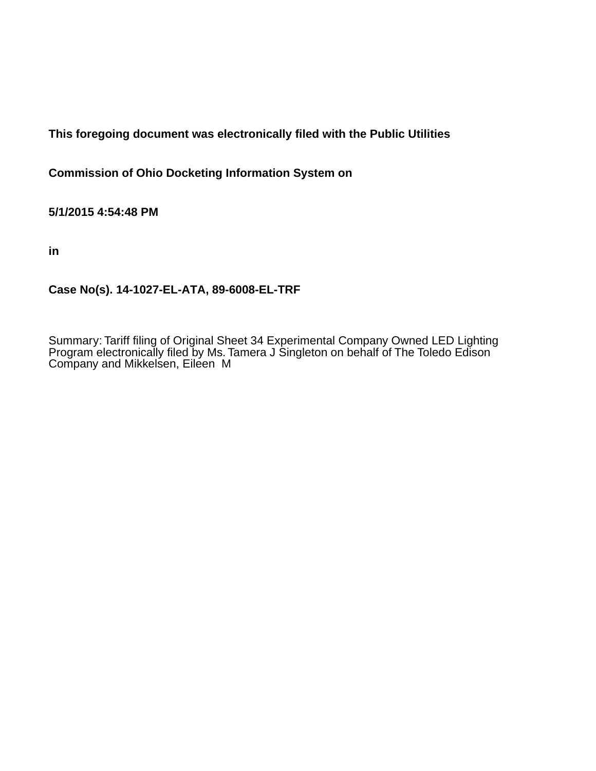**This foregoing document was electronically filed with the Public Utilities**

**Commission of Ohio Docketing Information System on**

**5/1/2015 4:54:48 PM**

**in**

**Case No(s). 14-1027-EL-ATA, 89-6008-EL-TRF**

Summary: Tariff filing of Original Sheet 34 Experimental Company Owned LED Lighting Program electronically filed by Ms. Tamera J Singleton on behalf of The Toledo Edison Company and Mikkelsen, Eileen M